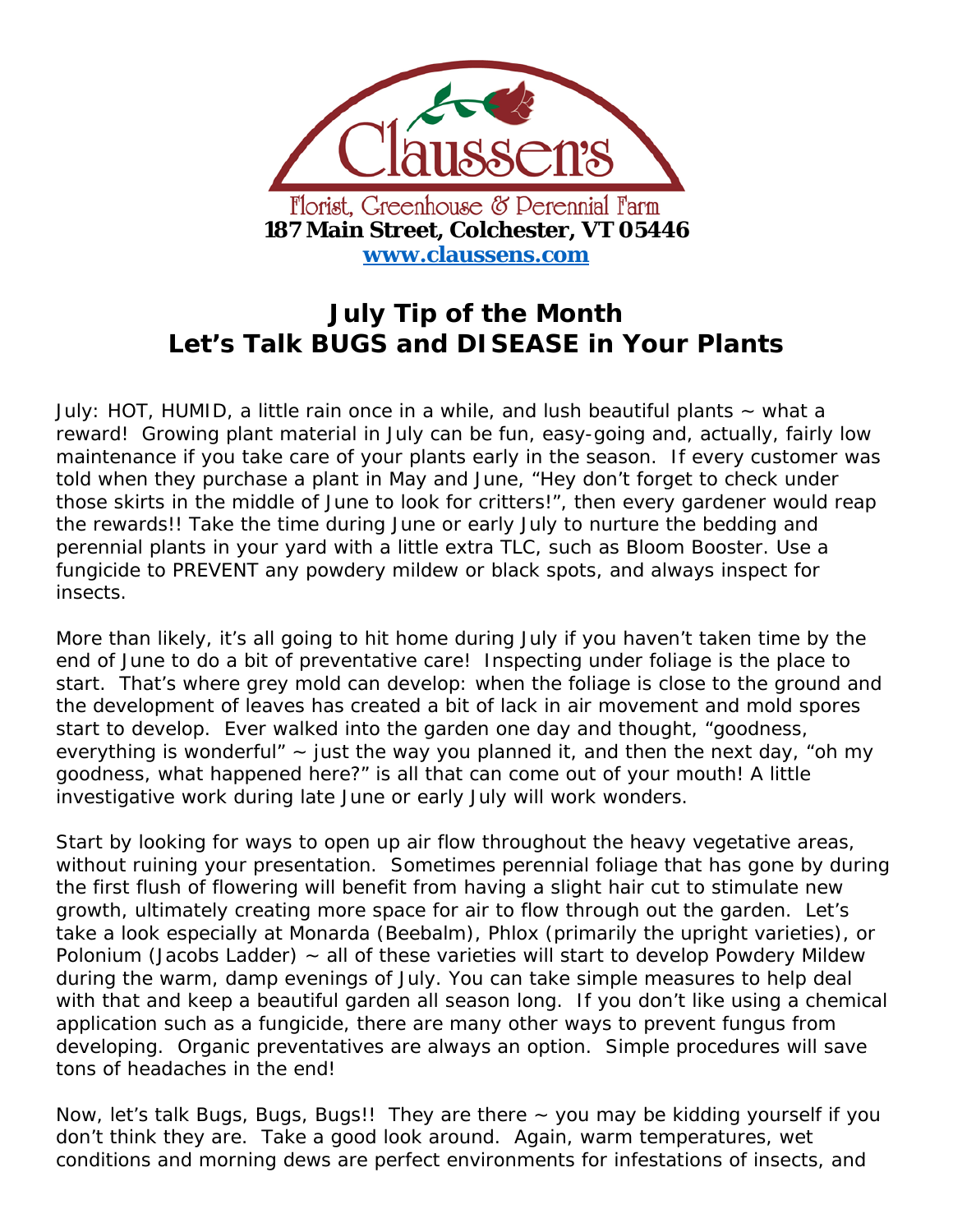Claussen's

Florist, Greenhouse & Perennial Farm

**187 Main Street, Colchester, VT 05446**

**www.claussens.com**

# July Tip of the Month
# Let's Talk BUGS and DISEASE in Your Plants

July: HOT, HUMID, a little rain once in a while, and lush beautiful plants ~ what a reward! Growing plant material in July can be fun, easy-going and, actually, fairly low maintenance if you take care of your plants early in the season. If every customer was told when they purchase a plant in May and June, "Hey don't forget to check under those skirts in the middle of June to look for critters!", then every gardener would reap the rewards!! Take the time during June or early July to nurture the bedding and perennial plants in your yard with a little extra TLC, such as Bloom Booster. Use a fungicide to PREVENT any powdery mildew or black spots, and always inspect for insects.

More than likely, it's all going to hit home during July if you haven't taken time by the end of June to do a bit of preventative care! Inspecting under foliage is the place to start. That's where grey mold can develop: when the foliage is close to the ground and the development of leaves has created a bit of lack in air movement and mold spores start to develop. Ever walked into the garden one day and thought, "goodness, everything is wonderful" ~ just the way you planned it, and then the next day, "oh my goodness, what happened here?" is all that can come out of your mouth! A little investigative work during late June or early July will work wonders.

Start by looking for ways to open up air flow throughout the heavy vegetative areas, without ruining your presentation. Sometimes perennial foliage that has gone by during the first flush of flowering will benefit from having a slight hair cut to stimulate new growth, ultimately creating more space for air to flow through out the garden. Let's take a look especially at Monarda (Beebalm), Phlox (primarily the upright varieties), or Polonium (Jacobs Ladder) ~ all of these varieties will start to develop Powdery Mildew during the warm, damp evenings of July. You can take simple measures to help deal with that and keep a beautiful garden all season long. If you don't like using a chemical application such as a fungicide, there are many other ways to prevent fungus from developing. Organic preventatives are always an option. Simple procedures will save tons of headaches in the end!

Now, let's talk Bugs, Bugs, Bugs!! They are there ~ you may be kidding yourself if you don't think they are. Take a good look around. Again, warm temperatures, wet conditions and morning dews are perfect environments for infestations of insects, and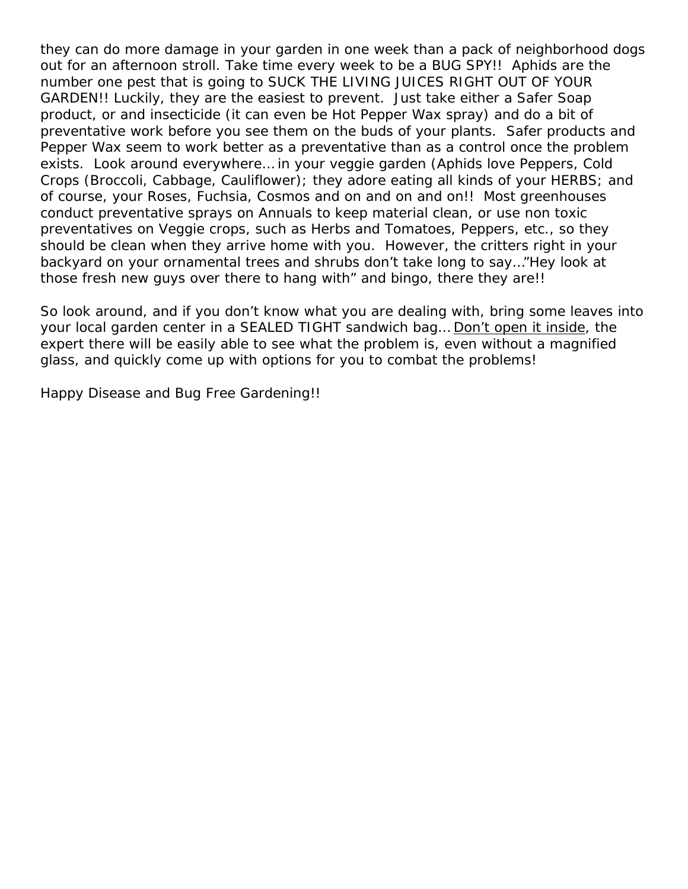they can do more damage in your garden in one week than a pack of neighborhood dogs out for an afternoon stroll. Take time every week to be a BUG SPY!! Aphids are the number one pest that is going to SUCK THE LIVING JUICES RIGHT OUT OF YOUR GARDEN!! Luckily, they are the easiest to prevent. Just take either a Safer Soap product, or and insecticide (it can even be Hot Pepper Wax spray) and do a bit of preventative work before you see them on the buds of your plants. Safer products and Pepper Wax seem to work better as a preventative than as a control once the problem exists. Look around everywhere… in your veggie garden (Aphids love Peppers, Cold Crops (Broccoli, Cabbage, Cauliflower); they adore eating all kinds of your HERBS; and of course, your Roses, Fuchsia, Cosmos and on and on and on!! Most greenhouses conduct preventative sprays on Annuals to keep material clean, or use non toxic preventatives on Veggie crops, such as Herbs and Tomatoes, Peppers, etc., so they should be clean when they arrive home with you. However, the critters right in your backyard on your ornamental trees and shrubs don't take long to say…"Hey look at those fresh new guys over there to hang with" and bingo, there they are!!

So look around, and if you don't know what you are dealing with, bring some leaves into your local garden center in a SEALED TIGHT sandwich bag… <u>Don't open it inside</u>, the expert there will be easily able to see what the problem is, even without a magnified glass, and quickly come up with options for you to combat the problems!

Happy Disease and Bug Free Gardening!!